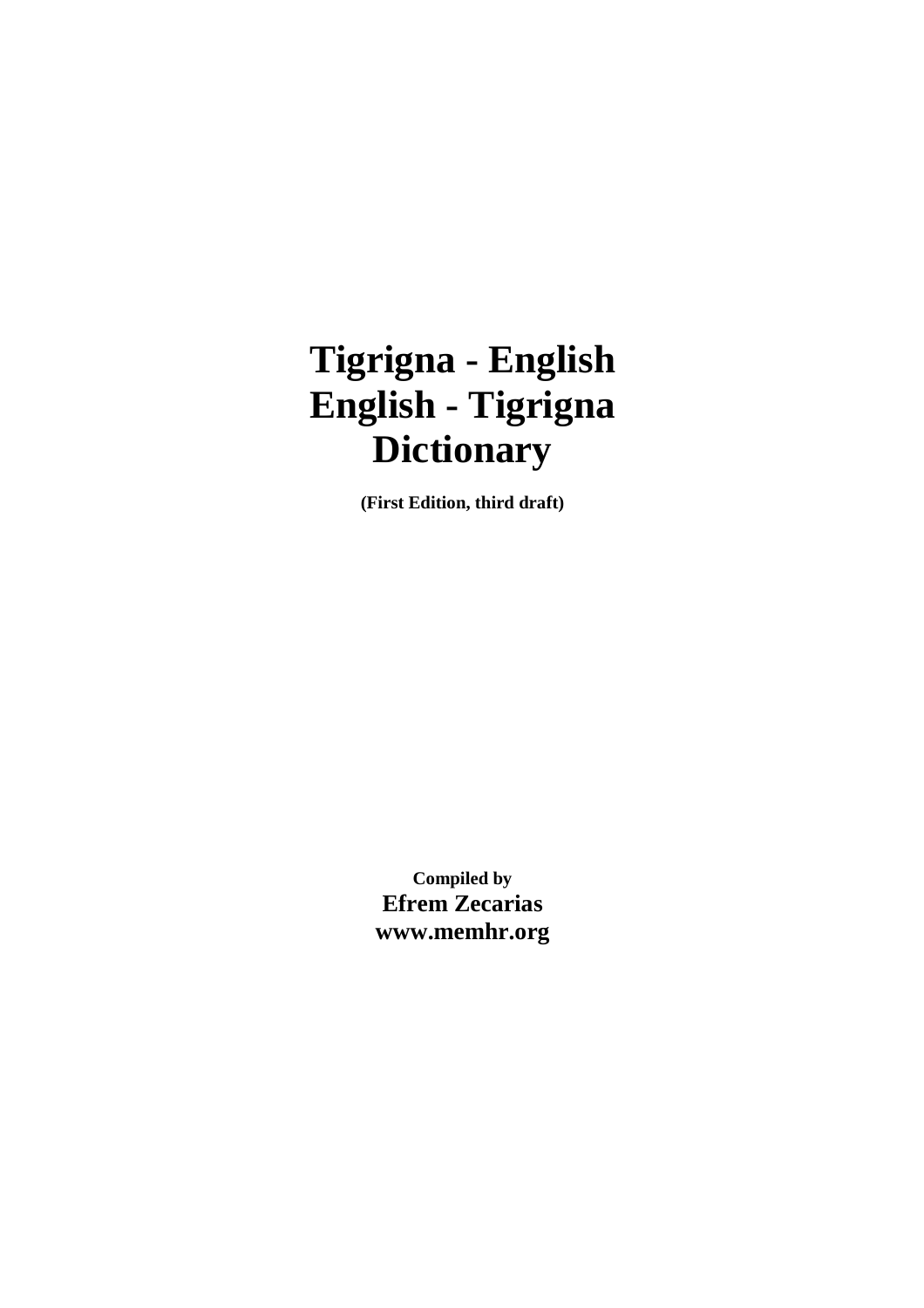# Tigrigna - English
# English - Tigrigna
# Dictionary

**(First Edition, third draft)**

**Compiled by**
**Efrem Zecarias**
**www.memhr.org**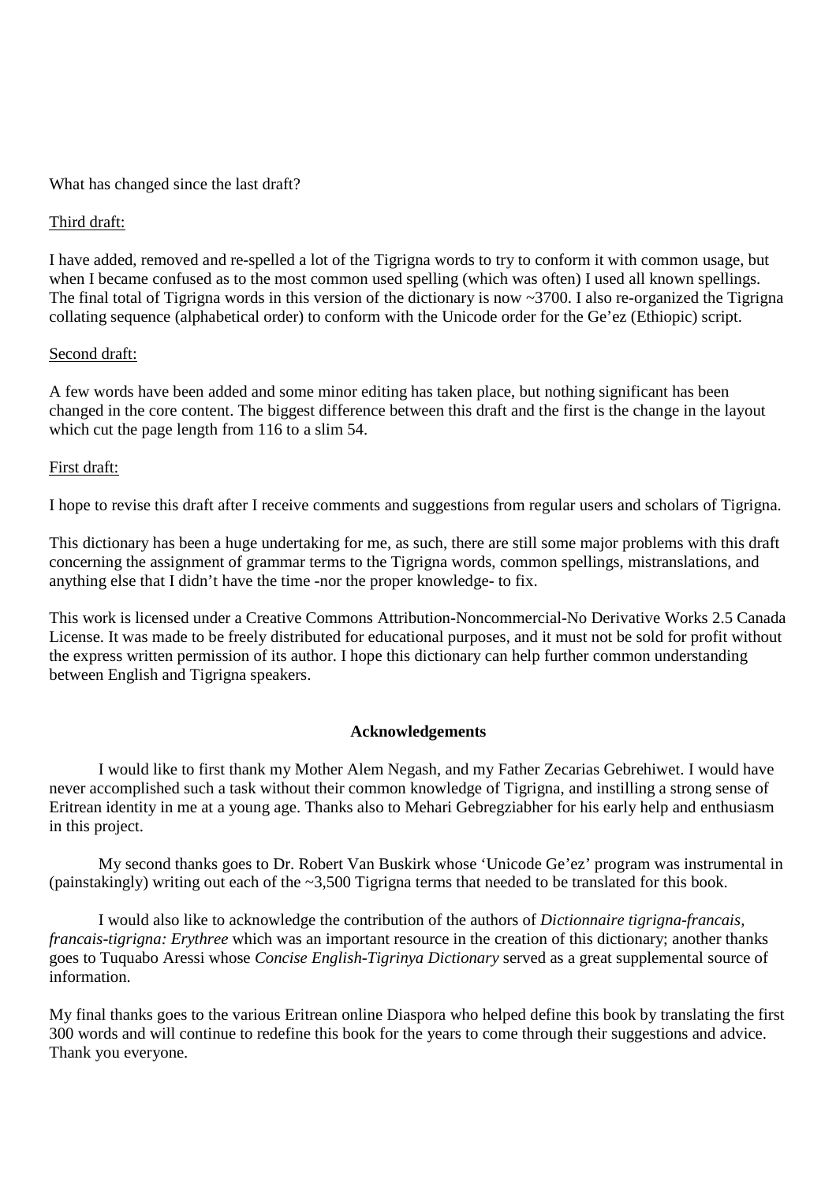What has changed since the last draft?

Third draft:

I have added, removed and re-spelled a lot of the Tigrigna words to try to conform it with common usage, but when I became confused as to the most common used spelling (which was often) I used all known spellings. The final total of Tigrigna words in this version of the dictionary is now ~3700. I also re-organized the Tigrigna collating sequence (alphabetical order) to conform with the Unicode order for the Ge'ez (Ethiopic) script.

Second draft:

A few words have been added and some minor editing has taken place, but nothing significant has been changed in the core content. The biggest difference between this draft and the first is the change in the layout which cut the page length from 116 to a slim 54.

First draft:

I hope to revise this draft after I receive comments and suggestions from regular users and scholars of Tigrigna.

This dictionary has been a huge undertaking for me, as such, there are still some major problems with this draft concerning the assignment of grammar terms to the Tigrigna words, common spellings, mistranslations, and anything else that I didn't have the time -nor the proper knowledge- to fix.

This work is licensed under a Creative Commons Attribution-Noncommercial-No Derivative Works 2.5 Canada License. It was made to be freely distributed for educational purposes, and it must not be sold for profit without the express written permission of its author. I hope this dictionary can help further common understanding between English and Tigrigna speakers.

**Acknowledgements**

I would like to first thank my Mother Alem Negash, and my Father Zecarias Gebrehiwet. I would have never accomplished such a task without their common knowledge of Tigrigna, and instilling a strong sense of Eritrean identity in me at a young age. Thanks also to Mehari Gebregziabher for his early help and enthusiasm in this project.

My second thanks goes to Dr. Robert Van Buskirk whose 'Unicode Ge'ez' program was instrumental in (painstakingly) writing out each of the ~3,500 Tigrigna terms that needed to be translated for this book.

I would also like to acknowledge the contribution of the authors of *Dictionnaire tigrigna-francais, francais-tigrigna: Erythree* which was an important resource in the creation of this dictionary; another thanks goes to Tuquabo Aressi whose *Concise English-Tigrinya Dictionary* served as a great supplemental source of information.

My final thanks goes to the various Eritrean online Diaspora who helped define this book by translating the first 300 words and will continue to redefine this book for the years to come through their suggestions and advice. Thank you everyone.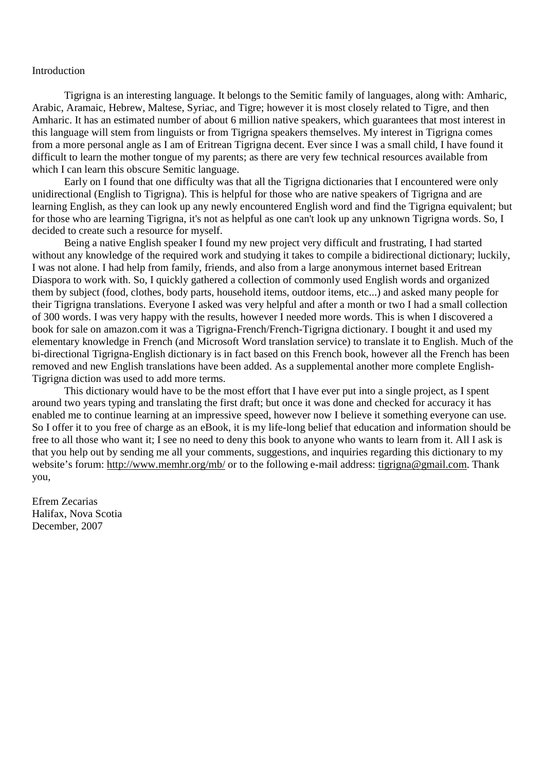# Introduction

Tigrigna is an interesting language. It belongs to the Semitic family of languages, along with: Amharic, Arabic, Aramaic, Hebrew, Maltese, Syriac, and Tigre; however it is most closely related to Tigre, and then Amharic. It has an estimated number of about 6 million native speakers, which guarantees that most interest in this language will stem from linguists or from Tigrigna speakers themselves. My interest in Tigrigna comes from a more personal angle as I am of Eritrean Tigrigna decent. Ever since I was a small child, I have found it difficult to learn the mother tongue of my parents; as there are very few technical resources available from which I can learn this obscure Semitic language.

Early on I found that one difficulty was that all the Tigrigna dictionaries that I encountered were only unidirectional (English to Tigrigna). This is helpful for those who are native speakers of Tigrigna and are learning English, as they can look up any newly encountered English word and find the Tigrigna equivalent; but for those who are learning Tigrigna, it's not as helpful as one can't look up any unknown Tigrigna words. So, I decided to create such a resource for myself.

Being a native English speaker I found my new project very difficult and frustrating, I had started without any knowledge of the required work and studying it takes to compile a bidirectional dictionary; luckily, I was not alone. I had help from family, friends, and also from a large anonymous internet based Eritrean Diaspora to work with. So, I quickly gathered a collection of commonly used English words and organized them by subject (food, clothes, body parts, household items, outdoor items, etc...) and asked many people for their Tigrigna translations. Everyone I asked was very helpful and after a month or two I had a small collection of 300 words. I was very happy with the results, however I needed more words. This is when I discovered a book for sale on amazon.com it was a Tigrigna-French/French-Tigrigna dictionary. I bought it and used my elementary knowledge in French (and Microsoft Word translation service) to translate it to English. Much of the bi-directional Tigrigna-English dictionary is in fact based on this French book, however all the French has been removed and new English translations have been added. As a supplemental another more complete English-Tigrigna diction was used to add more terms.

This dictionary would have to be the most effort that I have ever put into a single project, as I spent around two years typing and translating the first draft; but once it was done and checked for accuracy it has enabled me to continue learning at an impressive speed, however now I believe it something everyone can use. So I offer it to you free of charge as an eBook, it is my life-long belief that education and information should be free to all those who want it; I see no need to deny this book to anyone who wants to learn from it. All I ask is that you help out by sending me all your comments, suggestions, and inquiries regarding this dictionary to my website's forum: http://www.memhr.org/mb/ or to the following e-mail address: tigrigna@gmail.com. Thank you,

Efrem Zecarias
Halifax, Nova Scotia
December, 2007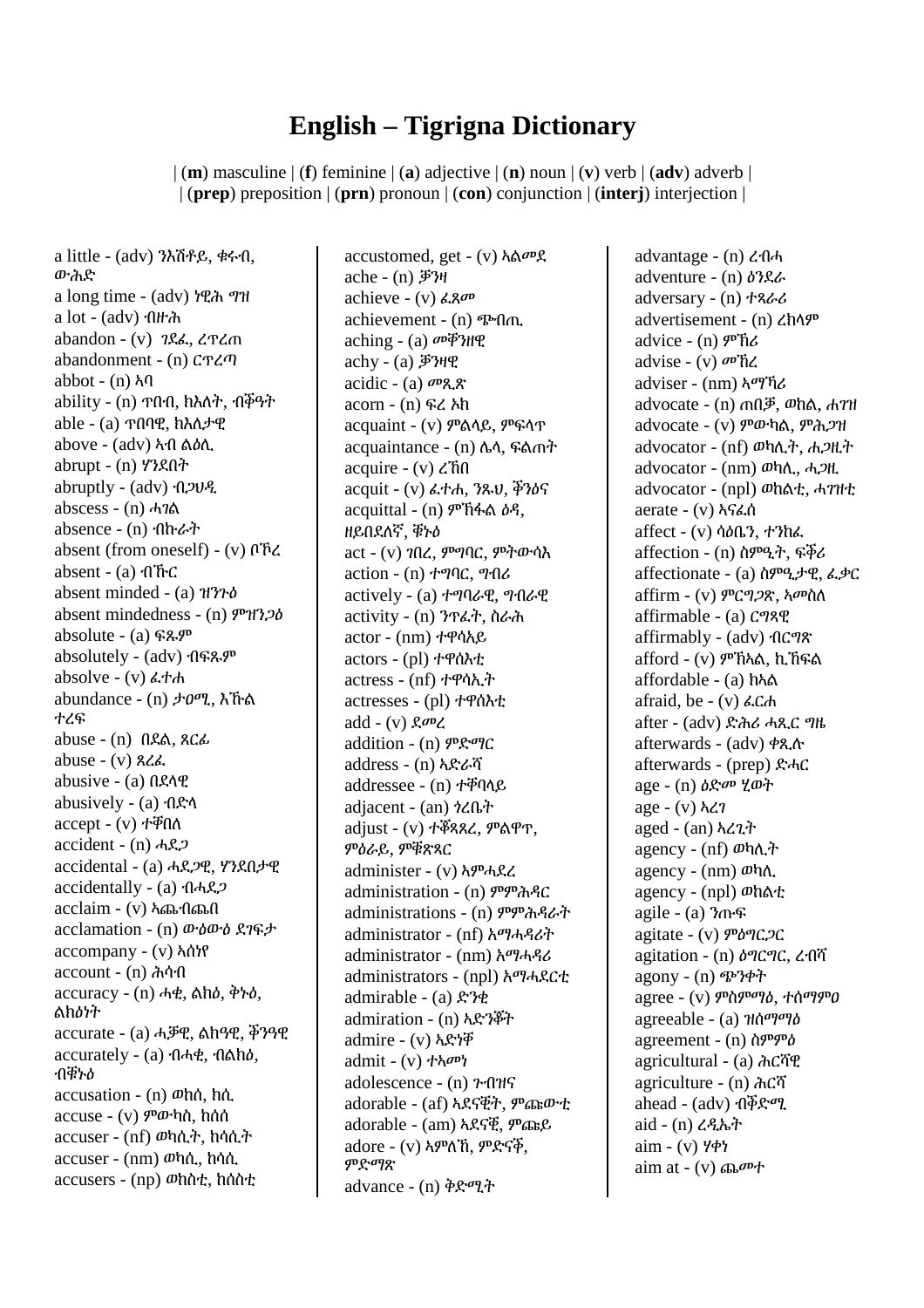# English – Tigrigna Dictionary

| (**m**) masculine | (**f**) feminine | (**a**) adjective | (**n**) noun | (**v**) verb | (**adv**) adverb |
| (**prep**) preposition | (**prn**) pronoun | (**con**) conjunction | (**interj**) interjection |

a little - (adv) ንእሽቶይ, ቁሩብ, ውሕድ
a long time - (adv) ነዊሕ ግዝ
a lot - (adv) ብዙሕ
abandon - (v) ገደፈ, ረጥረጠ
abandonment - (n) ርጥረጣ
abbot - (n) ኣባ
ability - (n) ጥበብ, ክእለት, ብቕዓት
able - (a) ጥበባዊ, ክእለታዊ
above - (adv) ኣብ ልዕሊ
abrupt - (n) ሃንደበት
abruptly - (adv) ብኃህዲ
abscess - (n) ሓገል
absence - (n) ብኩራት
absent (from oneself) - (v) ቦኾረ
absent - (a) ብኹር
absent minded - (a) ዝንጉዕ
absent mindedness - (n) ምዝንጋዕ
absolute - (a) ፍጹም
absolutely - (adv) ብፍጹም
absolve - (v) ፈተሐ
abundance - (n) ታዐሚ, እኹል ተረፍ
abuse - (n) በደል, ጸርፊ
abuse - (v) ጸረፈ
abusive - (a) በደላዊ
abusively - (a) ብድላ
accept - (v) ተቐበለ
accident - (n) ሓደጋ
accidental - (a) ሓደጋዊ, ሃንደበታዊ
accidentally - (a) ብሓደጋ
acclaim - (v) ኣጨብጨበ
acclamation - (n) ውዕውዕ ደገፍታ
accompany - (v) ኣሰነየ
account - (n) ሕሳብ
accuracy - (n) ሓቂ, ልክዕ, ቅኑዕ, ልክዕነት
accurate - (a) ሓቓዊ, ልክዓዊ, ቕንዓዊ
accurately - (a) ብሓቂ, ብልክዕ, ብቑኑዕ
accusation - (n) ወክሰ, ክሲ
accuse - (v) ምውካስ, ከሰሰ
accuser - (nf) ወካሲት, ከሳሲት
accuser - (nm) ወካሲ, ከሳሲ
accusers - (np) ወከስቲ, ከሰስቲ
accustomed, get - (v) ኣልመደ
ache - (n) ቓንዛ
achieve - (v) ፈጸመ
achievement - (n) ጭብጢ
aching - (a) መቖንዘዊ
achy - (a) ቓንዛዊ
acidic - (a) መጺጽ
acorn - (n) ፍረ ኦክ
acquaint - (v) ምልላይ, ምፍላጥ
acquaintance - (n) ሌላ, ፍልጠት
acquire - (v) ረኸበ
acquit - (v) ፈተሐ, ንጹህ, ቕንዕና
acquittal - (n) ምኽፋል ዕዳ, ዘይብደለኛ, ቑኑዕ
act - (v) ገበረ, ምግባር, ምትውሳእ
action - (n) ተግባር, ግብሪ
actively - (a) ተግባራዊ, ግብራዊ
activity - (n) ንጥፈት, ስራሕ
actor - (nm) ተዋሳኣይ
actors - (pl) ተዋሰእቲ
actress - (nf) ተዋሳኢት
actresses - (pl) ተዋሰእቲ
add - (v) ደመረ
addition - (n) ምድማር
address - (n) ኣድራሻ
addressee - (n) ተቐባላይ
adjacent - (an) ጎረቤት
adjust - (v) ተቖጻጸረ, ምልዋጥ, ምዕራይ, ምቑጽጻር
administer - (v) ኣምሓደረ
administration - (n) ምምሕዳር
administrations - (n) ምምሕዳራት
administrator - (nf) ኣማሓዳሪት
administrator - (nm) ኣማሓዳሪ
administrators - (npl) ኣማሓደርቲ
admirable - (a) ድንቂ
admiration - (n) ኣድንቖት
admire - (v) ኣድነቐ
admit - (v) ተኣመነ
adolescence - (n) ጉብዝና
adorable - (af) ኣደናቒት, ምጩውቲ
adorable - (am) ኣደናቒ, ምጩይ
adore - (v) ኣምለኸ, ምድናቕ, ምድማጽ
advance - (n) ቅድሚት
advantage - (n) ረብሓ
adventure - (n) ዕንደራ
adversary - (n) ተጻራሪ
advertisement - (n) ረክላም
advice - (n) ምኽሪ
advise - (v) መኸረ
adviser - (nm) ኣማኻሪ
advocate - (n) ጠበቓ, ወከል, ሐገዝ
advocate - (v) ምውካል, ምሕጋዝ
advocator - (nf) ወካሊት, ሐጋዚት
advocator - (nm) ወካሊ, ሓጋዚ
advocator - (npl) ወከልቲ, ሓገዝቲ
aerate - (v) ኣናፈሰ
affect - (v) ሳዕቤን, ተንከፈ
affection - (n) ስምዒት, ፍቕሪ
affectionate - (a) ስምዒታዊ, ፈቃር
affirm - (v) ምርግጋጽ, ኣመስለ
affirmable - (a) ርግጸዊ
affirmably - (adv) ብርግጽ
afford - (v) ምኽኣል, ኪኸፍል
affordable - (a) ክኣል
afraid, be - (v) ፈርሐ
after - (adv) ድሕሪ ሓጺር ግዜ
afterwards - (adv) ቀጺሉ
afterwards - (prep) ድሓር
age - (n) ዕድመ ሂወት
age - (v) ኣረገ
aged - (an) ኣረጊት
agency - (nf) ወካሊት
agency - (nm) ወከሊ
agency - (npl) ወከልቲ
agile - (a) ንጡፍ
agitate - (v) ምዕግርጋር
agitation - (n) ዕግርግር, ረብሻ
agony - (n) ጭንቀት
agree - (v) ምስምማዕ, ተሰማምዐ
agreeable - (a) ዝሰማማዕ
agreement - (n) ስምምዕ
agricultural - (a) ሕርሻዊ
agriculture - (n) ሕርሻ
ahead - (adv) ብቕድሚ
aid - (n) ረዲኤት
aim - (v) ሃቀነ
aim at - (v) ጨመተ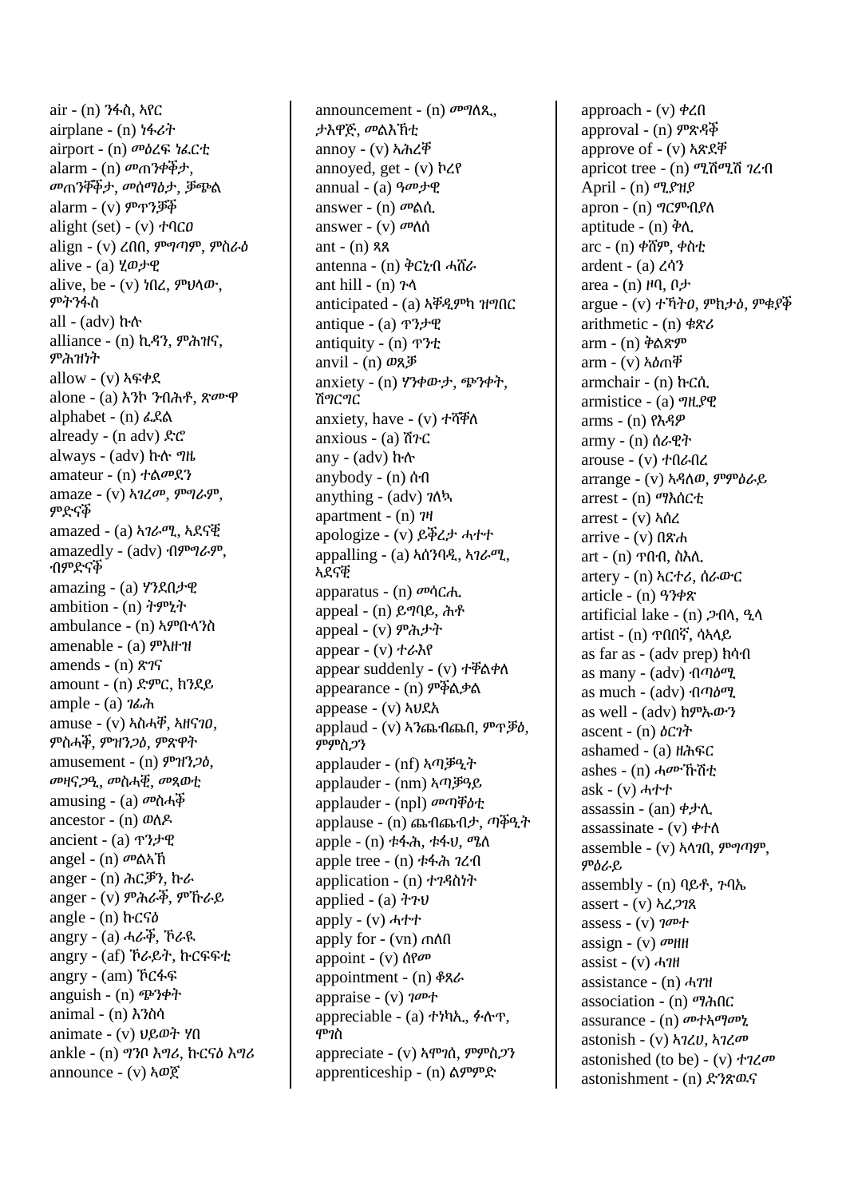air - (n) ንፋስ, ኣየር
airplane - (n) ነፋሪት
airport - (n) መዕረፍ ነፈርቲ
alarm - (n) መጠንቀቕታ, መጠንቀቕታ, መሰማዕታ, ቓጭል
alarm - (v) ምጥንቃቕ
alight (set) - (v) ተባርዐ
align - (v) ረበበ, ምግጣም, ምስራዕ
alive - (a) ሂወታዊ
alive, be - (v) ነበረ, ምህላው, ምትንፋስ
all - (adv) ኩሉ
alliance - (n) ኪዳን, ምሕዝና, ምሕዝነት
allow - (v) ኣፍቀደ
alone - (a) እንኮ ንብሕቶ, ጽሙዋ
alphabet - (n) ፊደል
already - (n adv) ድሮ
always - (adv) ኩሉ ግዜ
amateur - (n) ተልመደን
amaze - (v) ኣገረመ, ምግራም, ምድናቕ
amazed - (a) ኣገራሚ, ኣደናቒ
amazedly - (adv) ብምግራም, ብምድናቕ
amazing - (a) ሃንደበታዊ
ambition - (n) ትምኒት
ambulance - (n) ኣምቡላንስ
amenable - (a) ምእዙዝ
amends - (n) ጽገና
amount - (n) ድምር, ክንደይ
ample - (a) ገፊሕ
amuse - (v) ኣስሓቐ, ኣዘናገዐ, ምስሓቕ, ምዝንጋዕ, ምጽዋት
amusement - (n) ምዝንጋዕ, መዘናጋዒ, መስሓቒ, መጻወቲ
amusing - (a) መስሓቕ
ancestor - (n) ወለዶ
ancient - (a) ጥንታዊ
angel - (n) መልኣኽ
anger - (n) ሕርቓን, ኩራ
anger - (v) ምሕራቕ, ምኹራይ
angle - (n) ኩርናዕ
angry - (a) ሓራቕ, ኾራዪ
angry - (af) ኾራይት, ኩርፍፍቲ
angry - (am) ኾርፋፍ
anguish - (n) ጭንቀት
animal - (n) እንስሳ
animate - (v) ህይወት ሃበ
ankle - (n) ግንቦ እግሪ, ኩርናዕ እግሪ
announce - (v) ኣወጀ
announcement - (n) መግለጺ, ታእዋጅ, መልእኽቲ
annoy - (v) ኣሕረቐ
annoyed, get - (v) ኮረየ
annual - (a) ዓመታዊ
answer - (n) መልሲ
answer - (v) መለሰ
ant - (n) ጻጸ
antenna - (n) ቅርኒብ ሓሸራ
ant hill - (n) ጉላ
anticipated - (a) ኣቐዲምካ ዝግበር
antique - (a) ጥንታዊ
antiquity - (n) ጥንቲ
anvil - (n) ወጻቓ
anxiety - (n) ሃንቀውታ, ጭንቀት, ሸግርግር
anxiety, have - (v) ተሻቐለ
anxious - (a) ሸጉር
any - (adv) ኩሉ
anybody - (n) ሰብ
anything - (adv) ገለኳ
apartment - (n) ገዛ
apologize - (v) ይቕረታ ሓተተ
appalling - (a) ኣሰንባዲ, ኣገራሚ, ኣደናቒ
apparatus - (n) መሳርሒ
appeal - (n) ይግባይ, ሕቶ
appeal - (v) ምሕታት
appear - (v) ተራእየ
appear suddenly - (v) ተቐልቀለ
appearance - (n) ምቕልቃል
appease - (v) ኣህደአ
applaud - (v) ኣንጨብጨበ, ምጥቓዕ, ምምስጋን
applauder - (nf) ኣጣቓዒት
applauder - (nm) ኣጣቓዓይ
applauder - (npl) መጣቐዕቲ
applause - (n) ጨብጨብታ, ጣቕዒት
apple - (n) ቱፋሕ, ቱፋህ, ሜለ
apple tree - (n) ቱፋሕ ገረብ
application - (n) ተገዳስነት
applied - (a) ትጉህ
apply - (v) ሓተተ
apply for - (vn) ጠለበ
appoint - (v) ሰየመ
appointment - (n) ቆጸራ
appraise - (v) ገመተ
appreciable - (a) ተነካኢ, ፉሉጥ, ሞገስ
appreciate - (v) ኣሞገሰ, ምምስጋን
apprenticeship - (n) ልምምድ
approach - (v) ቀረበ
approval - (n) ምጽዳቕ
approve of - (v) ኣጽደቐ
apricot tree - (n) ሚሽሚሽ ገረብ
April - (n) ሚያዝያ
apron - (n) ግርምብያለ
aptitude - (n) ቅሊ
arc - (n) ቀሸም, ቀስቲ
ardent - (a) ረሳን
area - (n) ዞባ, ቦታ
argue - (v) ተኻትዐ, ምክታዕ, ምቁያቕ
arithmetic - (n) ቁጽሪ
arm - (n) ቅልጽም
arm - (v) ኣዕጠቐ
armchair - (n) ኩርሲ
armistice - (a) ግዚያዊ
arms - (n) የእዳዎ
army - (n) ሰራዊት
arouse - (v) ተበራበረ
arrange - (v) ኣዳለወ, ምምዕራይ
arrest - (n) ማእሰርቲ
arrest - (v) ኣሰረ
arrive - (v) በጽሐ
art - (n) ጥበብ, ስእሊ
artery - (n) ኣርተሪ, ሰራውር
article - (n) ዓንቀጽ
artificial lake - (n) ጋብላ, ዒላ
artist - (n) ጥበበኛ, ሳኣላይ
as far as - (adv prep) ክሳብ
as many - (adv) ብጣዕሚ
as much - (adv) ብጣዕሚ
as well - (adv) ከምኡውን
ascent - (n) ዕርገት
ashamed - (a) ዘሕፍር
ashes - (n) ሓሙኹሽቲ
ask - (v) ሓተተ
assassin - (an) ቀታሊ
assassinate - (v) ቀተለ
assemble - (v) ኣላገበ, ምግጣም, ምዕራይ
assembly - (n) ባይቶ, ጉባኤ
assert - (v) ኣረጋገጸ
assess - (v) ገመተ
assign - (v) መዘዘ
assist - (v) ሓገዘ
assistance - (n) ሓገዝ
association - (n) ማሕበር
assurance - (n) መተኣማመኒ
astonish - (v) ኣገረሀ, ኣገረመ
astonished (to be) - (v) ተገረመ
astonishment - (n) ድንጽዉና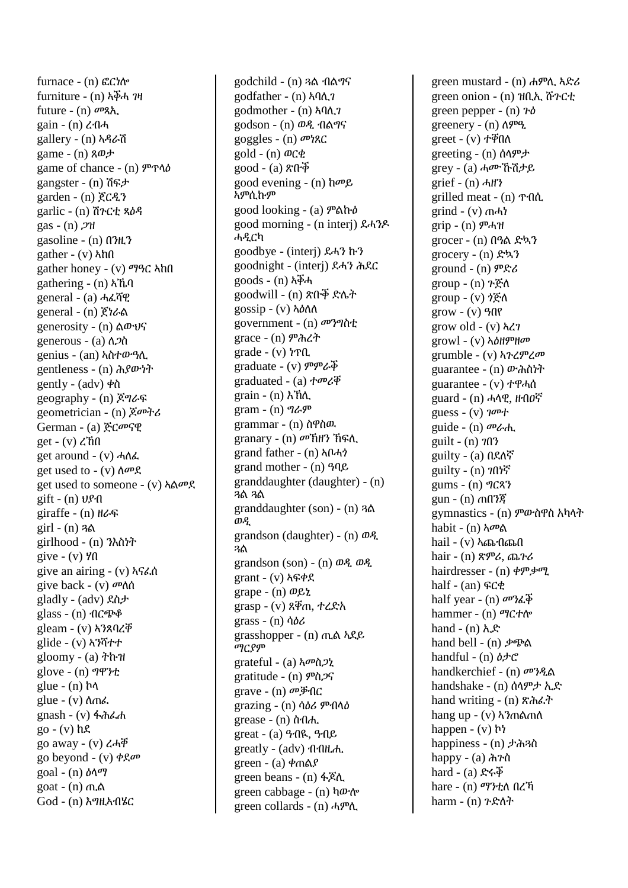furnace - (n) ፎርነሎ
furniture - (n) ኣቕሓ ገዛ
future - (n) መጻኢ
gain - (n) ረብሓ
gallery - (n) ኣዳራሽ
game - (n) ጸወታ
game of chance - (n) ምጥላዕ
gangster - (n) ሽፍታ
garden - (n) ጀርዲን
garlic - (n) ሽጉርቲ ጻዕዳ
gas - (n) ጋዝ
gasoline - (n) በንዚን
gather - (v) ኣከበ
gather honey - (v) ማዓር ኣከበ
gathering - (n) ኣኼባ
general - (a) ሓፈሻዊ
general - (n) ጀነራል
generosity - (n) ልውህና
generous - (a) ለጋስ
genius - (an) ኣስተውዓሊ
gentleness - (n) ሕያውነት
gently - (adv) ቀስ
geography - (n) ጀግራፍ
geometrician - (n) ጆመትሪ
German - (a) ጀርመናዊ
get - (v) ረኸበ
get around - (v) ሓለፈ
get used to - (v) ለመደ
get used to someone - (v) ኣልመደ
gift - (n) ህያብ
giraffe - (n) ዘራፍ
girl - (n) ጓል
girlhood - (n) ንእስነት
give - (v) ሃበ
give an airing - (v) ኣናፈሰ
give back - (v) መለሰ
gladly - (adv) ደስታ
glass - (n) ብርጭቆ
gleam - (v) ኣንጸባረቐ
glide - (v) ኣንሸተተ
gloomy - (a) ትኩዝ
glove - (n) ግዋንቲ
glue - (n) ኮላ
glue - (v) ለጠፈ
gnash - (v) ፋሕፈሐ
go - (v) ከደ
go away - (v) ረሓቐ
go beyond - (v) ቀደመ
goal - (n) ዕላማ
goat - (n) ጤል
God - (n) እግዚኣብሄር
godchild - (n) ጓል ብልግና
godfather - (n) ኣባሊገ
godmother - (n) ኣባሊገ
godson - (n) ወዲ ብልግና
goggles - (n) መነጽር
gold - (n) ወርቂ
good - (a) ጽቡቕ
good evening - (n) ከመይ ኣምሲኩም
good looking - (a) ምልኩዕ
good morning - (n interj) ደሓንዶ ሓዲርካ
goodbye - (interj) ደሓን ኩን
goodnight - (interj) ደሓን ሕደር
goods - (n) ኣቕሓ
goodwill - (n) ጽቡቕ ድሌት
gossip - (v) ኣዕለለ
government - (n) መንግስቲ
grace - (n) ምሕረት
grade - (v) ነጥቢ
graduate - (v) ምምራቕ
graduated - (a) ተመሪቑ
grain - (n) እኽሊ
gram - (n) ግራም
grammar - (n) ስዋስው
granary - (n) መኽዘን ኽፍሊ
grand father - (n) ኣቦሓጎ
grand mother - (n) ዓባይ
granddaughter (daughter) - (n) ጓል ጓል
granddaughter (son) - (n) ጓል ወዲ
grandson (daughter) - (n) ወዲ ጓል
grandson (son) - (n) ወዲ ወዲ
grant - (v) ኣፍቀደ
grape - (n) ወይኒ
grasp - (v) ጸቐጠ, ተረድአ
grass - (n) ሳዕሪ
grasshopper - (n) ጤል ኣደይ ማርያም
grateful - (a) ኣመስጋኒ
gratitude - (n) ምስጋና
grave - (n) መቓብር
grazing - (n) ሳዕሪ ምብላዕ
grease - (n) ስብሒ
great - (a) ዓብዪ, ዓብይ
greatly - (adv) ብብዝሒ
green - (a) ቀጠልያ
green beans - (n) ፋጆሊ
green cabbage - (n) ካውሎ
green collards - (n) ሓምሊ
green mustard - (n) ሓምሊ ኣድሪ
green onion - (n) ዝቢኢ ሹጉርቲ
green pepper - (n) ጉዕ
greenery - (n) ለምዒ
greet - (v) ተቐበለ
greeting - (n) ሰላምታ
grey - (a) ሓሙኽሽታይ
grief - (n) ሓዘን
grilled meat - (n) ጥብሲ
grind - (v) ጠሓነ
grip - (n) ምሓዝ
grocer - (n) በዓል ድኳን
grocery - (n) ድኳን
ground - (n) ምድሪ
group - (n) ጉጅለ
group - (v) ጎጅለ
grow - (v) ዓበየ
grow old - (v) ኣረገ
growl - (v) ኣዕዘምዘመ
grumble - (v) ኣጉረምረመ
guarantee - (n) ውሕስነት
guarantee - (v) ተዋሓሰ
guard - (n) ሓላዊ, ዘብዐኛ
guess - (v) ገመተ
guide - (n) መራሒ
guilt - (n) ገበን
guilty - (a) በደለኛ
guilty - (n) ገበነኛ
gums - (n) ግርጻን
gun - (n) ጠበንጃ
gymnastics - (n) ምውስዋስ ኣካላት
habit - (n) ኣመል
hail - (v) ኣጨብጨበ
hair - (n) ጽምሪ, ጨጉሪ
hairdresser - (n) ቀምቃሚ
half - (an) ፍርቂ
half year - (n) መንፈቕ
hammer - (n) ማርተሎ
hand - (n) ኢድ
hand bell - (n) ቃጭል
handful - (n) ዕታሮ
handkerchief - (n) መንዲል
handshake - (n) ሰላምታ ኢድ
hand writing - (n) ጽሕፈት
hang up - (v) ኣንጠልጠለ
happen - (v) ኮነ
happiness - (n) ታሕጓስ
happy - (a) ሕጉስ
hard - (a) ድሩቕ
hare - (n) ማንቲለ በረኻ
harm - (n) ጉድለት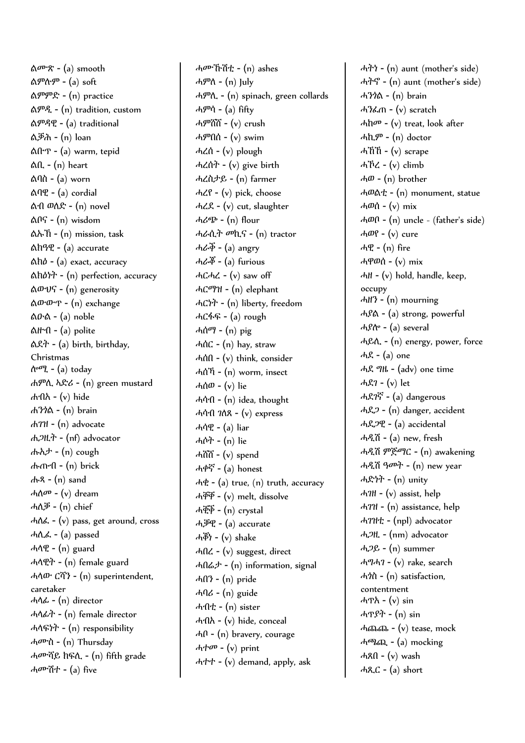ልሙጽ - (a) smooth
ልምሉም - (a) soft
ልምምድ - (n) practice
ልምዲ - (n) tradition, custom
ልምዳዊ - (a) traditional
ልቓሕ - (n) loan
ልቡጥ - (a) warm, tepid
ልቢ - (n) heart
ልባስ - (a) worn
ልባዊ - (a) cordial
ልብ ወለድ - (n) novel
ልቦና - (n) wisdom
ልኡኽ - (n) mission, task
ልክዓዊ - (a) accurate
ልክዕ - (a) exact, accuracy
ልክዕነት - (n) perfection, accuracy
ልውህና - (n) generosity
ልውውጥ - (n) exchange
ልዑል - (a) noble
ልዙብ - (a) polite
ልደት - (a) birth, birthday, Christmas
ሎሚ - (a) today
ሐምሊ ኣድሪ - (n) green mustard
ሐብአ - (v) hide
ሐንጎል - (n) brain
ሐገዝ - (n) advocate
ሐጋዚት - (nf) advocator
ሑኣታ - (n) cough
ሑጡብ - (n) brick
ሑጻ - (n) sand
ሓለመ - (v) dream
ሓለቓ - (n) chief
ሓለፈ - (v) pass, get around, cross
ሓሊፈ - (a) passed
ሓላዊ - (n) guard
ሓላዊት - (n) female guard
ሓላው ርሻን - (n) superintendent, caretaker
ሓላፊ - (n) director
ሓላፊት - (n) female director
ሓላፍነት - (n) responsibility
ሓሙስ - (n) Thursday
ሓሙሻይ ክፍሊ - (n) fifth grade
ሓሙሽተ - (a) five
ሓሙኹሽቲ - (n) ashes
ሓምለ - (n) July
ሓምሊ - (n) spinach, green collards
ሓምሳ - (a) fifty
ሓምሸሸ - (v) crush
ሓምበሰ - (v) swim
ሓረሰ - (v) plough
ሓረሰት - (v) give birth
ሓረስታይ - (n) farmer
ሓረየ - (v) pick, choose
ሓረደ - (v) cut, slaughter
ሓሪጭ - (n) flour
ሓራሲት መኪና - (n) tractor
ሓራቕ - (a) angry
ሓራቖ - (a) furious
ሓርሓረ - (v) saw off
ሓርማዝ - (n) elephant
ሓርነት - (n) liberty, freedom
ሓርፋፍ - (a) rough
ሓሰማ - (n) pig
ሓሰር - (n) hay, straw
ሓሰበ - (v) think, consider
ሓሰኻ - (n) worm, insect
ሓሰወ - (v) lie
ሓሳብ - (n) idea, thought
ሓሳብ ገለጸ - (v) express
ሓሳዊ - (a) liar
ሓሶት - (n) lie
ሓሸሸ - (v) spend
ሓቀኛ - (a) honest
ሓቂ - (a) true, (n) truth, accuracy
ሓቐቐ - (v) melt, dissolve
ሓቜቆ - (n) crystal
ሓቓዊ - (a) accurate
ሓቖነ - (v) shake
ሓበረ - (v) suggest, direct
ሓበሬታ - (n) information, signal
ሓበን - (n) pride
ሓባሪ - (n) guide
ሓብቲ - (n) sister
ሓብአ - (v) hide, conceal
ሓቦ - (n) bravery, courage
ሓተመ - (v) print
ሓተተ - (v) demand, apply, ask
ሓትነ - (n) aunt (mother's side)
ሓትኖ - (n) aunt (mother's side)
ሓንጎል - (n) brain
ሓንፈጠ - (v) scratch
ሓከመ - (v) treat, look after
ሓኪም - (n) doctor
ሓኸኸ - (v) scrape
ሓኾረ - (v) climb
ሓው - (n) brother
ሓወልቲ - (n) monument, statue
ሓወሰ - (v) mix
ሓወቦ - (n) uncle - (father's side)
ሓወየ - (v) cure
ሓዊ - (n) fire
ሓዋወሰ - (v) mix
ሓዘ - (v) hold, handle, keep, occupy
ሓዘን - (n) mourning
ሓያል - (a) strong, powerful
ሓያሎ - (a) several
ሓይሊ - (n) energy, power, force
ሓደ - (a) one
ሓደ ግዜ - (adv) one time
ሓደገ - (v) let
ሓደገኛ - (a) dangerous
ሓደጋ - (n) danger, accident
ሓደጋዊ - (a) accidental
ሓዲሽ - (a) new, fresh
ሓዲሽ ምጅማር - (n) awakening
ሓዲሽ ዓመት - (n) new year
ሓድነት - (n) unity
ሓገዘ - (v) assist, help
ሓገዝ - (n) assistance, help
ሓገዝቲ - (npl) advocator
ሓጋዚ - (nm) advocator
ሓጋይ - (n) summer
ሓግሓገ - (v) rake, search
ሓጎስ - (n) satisfaction, contentment
ሓጥአ - (v) sin
ሓጥያት - (n) sin
ሓጨጨ - (v) tease, mock
ሓጫጪ - (a) mocking
ሓጸበ - (v) wash
ሓጺር - (a) short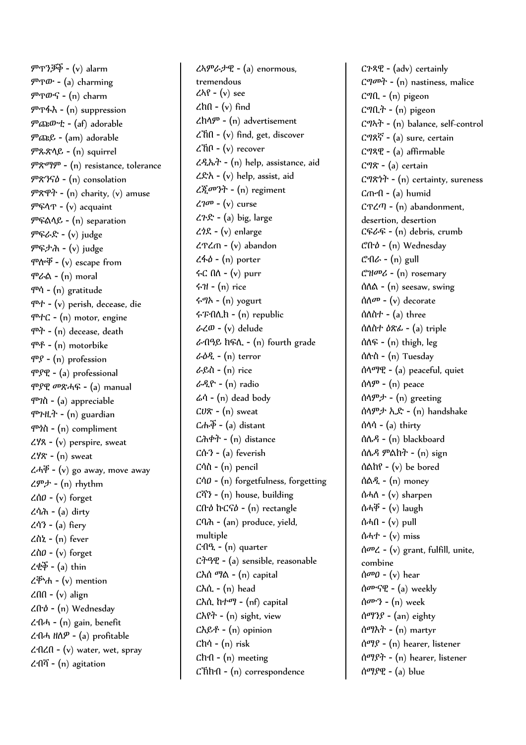ምጥንቓቕ - (v) alarm
ምጥው - (a) charming
ምጥውና - (n) charm
ምጥፋእ - (n) suppression
ምጩውቲ - (af) adorable
ምጩይ - (am) adorable
ምጹጽላይ - (n) squirrel
ምጽማም - (n) resistance, tolerance
ምጽንናዕ - (n) consolation
ምጽዋት - (n) charity, (v) amuse
ምፍላጥ - (v) acquaint
ምፍልላይ - (n) separation
ምፍራድ - (v) judge
ምፍታሕ - (v) judge
ሞሎቕ - (v) escape from
ሞራል - (n) moral
ሞሳ - (n) gratitude
ሞተ - (v) perish, decease, die
ሞተር - (n) motor, engine
ሞት - (n) decease, death
ሞቶ - (n) motorbike
ሞያ - (n) profession
ሞያዊ - (a) professional
ሞያዊ መጽሓፍ - (a) manual
ሞገስ - (a) appreciable
ሞጉዚት - (n) guardian
ሞጎስ - (n) compliment
ረሃጸ - (v) perspire, sweat
ረሃጽ - (n) sweat
ረሓቐ - (v) go away, move away
ረምታ - (n) rhythm
ረሰዐ - (v) forget
ረሳሕ - (a) dirty
ረሳን - (a) fiery
ረስኒ - (n) fever
ረስዐ - (v) forget
ረቂቕ - (a) thin
ረቑሐ - (v) mention
ረበበ - (v) align
ረቡዕ - (n) Wednesday
ረብሓ - (n) gain, benefit
ረብሓ ዘለዎ - (a) profitable
ረብረበ - (v) water, wet, spray
ረብሻ - (n) agitation
ረኣምራታዊ - (a) enormous, tremendous
ረአየ - (v) see
ረከበ - (v) find
ረክላም - (n) advertisement
ረኸበ - (v) find, get, discover
ረኸቦ - (v) recover
ረዲኤት - (n) help, assistance, aid
ረድአ - (v) help, assist, aid
ረጂመንት - (n) regiment
ረገመ - (v) curse
ረጉድ - (a) big, large
ረጎደ - (v) enlarge
ረጥረጠ - (v) abandon
ረፋዕ - (n) porter
ሩር በለ - (v) purr
ሩዝ - (n) rice
ሩግኦ - (n) yogurt
ሩፑብሊክ - (n) republic
ራረወ - (v) delude
ራብዓይ ክፍሊ - (n) fourth grade
ራዕዲ - (n) terror
ራይስ - (n) rice
ራዲዮ - (n) radio
ሬሳ - (n) dead body
ርሀጽ - (n) sweat
ርሑቕ - (a) distant
ርሕቀት - (n) distance
ርሱን - (a) feverish
ርሳስ - (n) pencil
ርሳዐ - (n) forgetfulness, forgetting
ርሻን - (n) house, building
ርቡዕ ኩርናዕ - (n) rectangle
ርባሕ - (an) produce, yield, multiple
ርብዒ - (n) quarter
ርትዓዊ - (a) sensible, reasonable
ርእሰ ማል - (n) capital
ርእሲ - (n) head
ርእሲ ከተማ - (nf) capital
ርእየት - (n) sight, view
ርእይቶ - (n) opinion
ርከሳ - (n) risk
ርክብ - (n) meeting
ርኽክብ - (n) correspondence
ርጉጸዊ - (adv) certainly
ርግመት - (n) nastiness, malice
ርግቢ - (n) pigeon
ርግቢት - (n) pigeon
ርግኣት - (n) balance, self-control
ርግጸኛ - (a) sure, certain
ርግጸዊ - (a) affirmable
ርግጽ - (a) certain
ርግጽነት - (n) certainty, sureness
ርጡብ - (a) humid
ርጥረጣ - (n) abandonment, desertion, desertion
ርፍራፍ - (n) debris, crumb
ሮቡዕ - (n) Wednesday
ሮብራ - (n) gull
ሮዝመሪ - (n) rosemary
ሰለል - (n) seesaw, swing
ሰለመ - (v) decorate
ሰለስተ - (a) three
ሰለስተ ዕጽፊ - (a) triple
ሰለፍ - (n) thigh, leg
ሰሉስ - (n) Tuesday
ሰላማዊ - (a) peaceful, quiet
ሰላም - (n) peace
ሰላምታ - (n) greeting
ሰላምታ ኢድ - (n) handshake
ሰላሳ - (a) thirty
ሰሌዳ - (n) blackboard
ሰሌዳ ምልክት - (n) sign
ሰልከየ - (v) be bored
ሰልዲ - (n) money
ሰሓለ - (v) sharpen
ሰሓቐ - (v) laugh
ሰሓበ - (v) pull
ሰሓተ - (v) miss
ሰመረ - (v) grant, fulfill, unite, combine
ሰምዐ - (v) hear
ሰሙናዊ - (a) weekly
ሰሙን - (n) week
ሰማንያ - (an) eighty
ሰማእት - (n) martyr
ሰማዒ - (n) hearer, listener
ሰማዒት - (n) hearer, listener
ሰማያዊ - (a) blue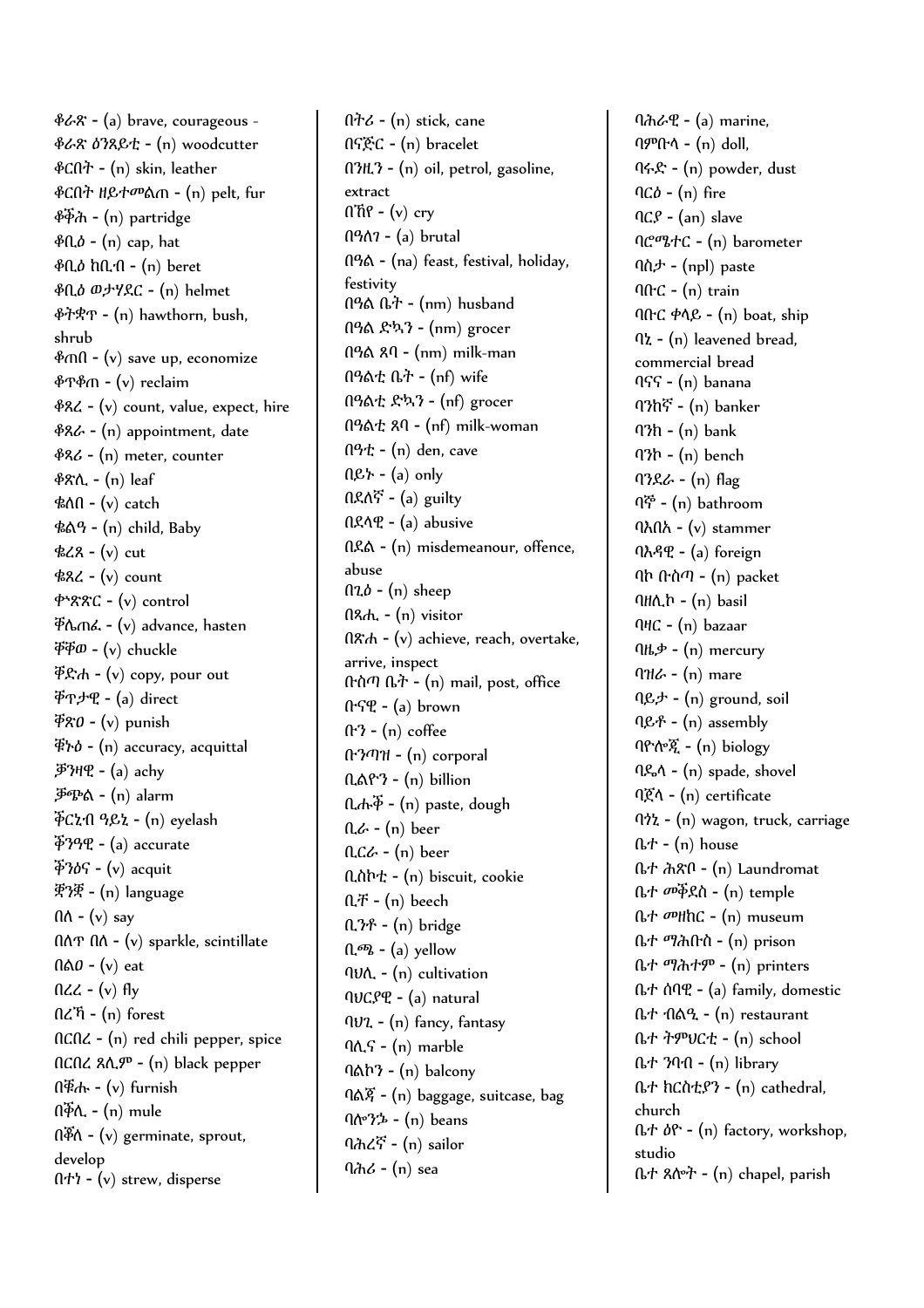ቆራጽ - (a) brave, courageous -
ቆራጽ ዕንጸይቲ - (n) woodcutter
ቆርበት - (n) skin, leather
ቆርበት ዘይተመልጠ - (n) pelt, fur
ቆቓሕ - (n) partridge
ቆቢዕ - (n) cap, hat
ቆቢዕ ከቢብ - (n) beret
ቆቢዕ ወታሃደር - (n) helmet
ቆትቋጥ - (n) hawthorn, bush, shrub
ቆጠበ - (v) save up, economize
ቆጥቆጠ - (v) reclaim
ቆጸረ - (v) count, value, expect, hire
ቆጸራ - (n) appointment, date
ቆጻሪ - (n) meter, counter
ቆጽሊ - (n) leaf
ቈለበ - (v) catch
ቈልዓ - (n) child, Baby
ቈረጸ - (v) cut
ቈጸረ - (v) count
ቍጽጽር - (v) control
ቐሊጠፈ - (v) advance, hasten
ቐቐወ - (v) chuckle
ቐድሐ - (v) copy, pour out
ቐጥታዊ - (a) direct
ቐጽዐ - (v) punish
ቑኑዕ - (n) accuracy, acquittal
ቓንዛዊ - (a) achy
ቓጭል - (n) alarm
ቐርኒብ ዓይኒ - (n) eyelash
ቕንዓዊ - (a) accurate
ቕንዕና - (v) acquit
ቛንቛ - (n) language
በለ - (v) say
በለጥ በለ - (v) sparkle, scintillate
በልዐ - (v) eat
በረረ - (v) fly
በረኻ - (n) forest
በርበረ - (n) red chili pepper, spice
በርበረ ጸሊም - (n) black pepper
በቖሑ - (v) furnish
በቕሊ - (n) mule
በቚለ - (v) germinate, sprout, develop
በተነ - (v) strew, disperse
በትሪ - (n) stick, cane
በናጅር - (n) bracelet
በንዚን - (n) oil, petrol, gasoline, extract
በኸየ - (v) cry
በዓለገ - (a) brutal
በዓል - (na) feast, festival, holiday, festivity
በዓል ቤት - (nm) husband
በዓል ድኳን - (nm) grocer
በዓል ጸባ - (nm) milk-man
በዓልቲ ቤት - (nf) wife
በዓልቲ ድኳን - (nf) grocer
በዓልቲ ጸባ - (nf) milk-woman
በዓቲ - (n) den, cave
በይኑ - (a) only
በደለኛ - (a) guilty
በደላዊ - (a) abusive
በደል - (n) misdemeanour, offence, abuse
በጊዕ - (n) sheep
በጻሒ - (n) visitor
በጽሐ - (v) achieve, reach, overtake, arrive, inspect
ቡስጣ ቤት - (n) mail, post, office
ቡናዊ - (a) brown
ቡን - (n) coffee
ቡንባዝ - (n) corporal
ቢልዮን - (n) billion
ቢሑቕ - (n) paste, dough
ቢራ - (n) beer
ቢርራ - (n) beer
ቢስኮቲ - (n) biscuit, cookie
ቢቹ - (n) beech
ቢንቶ - (n) bridge
ቢጫ - (a) yellow
ባህሊ - (n) cultivation
ባህርያዊ - (a) natural
ባህጊ - (n) fancy, fantasy
ባሊና - (n) marble
ባልኮን - (n) balcony
ባልጃ - (n) baggage, suitcase, bag
ባሎንጉ - (n) beans
ባሕረኛ - (n) sailor
ባሕሪ - (n) sea
ባሕራዊ - (a) marine,
ባምቡላ - (n) doll,
ባሩድ - (n) powder, dust
ባርዕ - (n) fire
ባርያ - (an) slave
ባሮሜተር - (n) barometer
ባስታ - (npl) paste
ባቡር - (n) train
ባቡር ቀላይ - (n) boat, ship
ባኒ - (n) leavened bread, commercial bread
ባናና - (n) banana
ባንከኛ - (n) banker
ባንክ - (n) bank
ባንኮ - (n) bench
ባንደራ - (n) flag
ባኞ - (n) bathroom
ባእበአ - (v) stammer
ባእዳዊ - (a) foreign
ባኮ ቡስጣ - (n) packet
ባዚሊኮ - (n) basil
ባዛር - (n) bazaar
ባዜቃ - (n) mercury
ባዝራ - (n) mare
ባይታ - (n) ground, soil
ባይቶ - (n) assembly
ባዮሎጂ - (n) biology
ባዴላ - (n) spade, shovel
ባጀላ - (n) certificate
ባጎኒ - (n) wagon, truck, carriage
ቤት - (n) house
ቤት ሕጽቦ - (n) Laundromat
ቤት መቕደስ - (n) temple
ቤት መዘከር - (n) museum
ቤት ማሕቡስ - (n) prison
ቤት ማሕተም - (n) printers
ቤት ሰባዊ - (a) family, domestic
ቤት ብልዒ - (n) restaurant
ቤት ትምህርቲ - (n) school
ቤት ንባብ - (n) library
ቤት ክርስቲያን - (n) cathedral, church
ቤት ዕዮ - (n) factory, workshop, studio
ቤት ጸሎት - (n) chapel, parish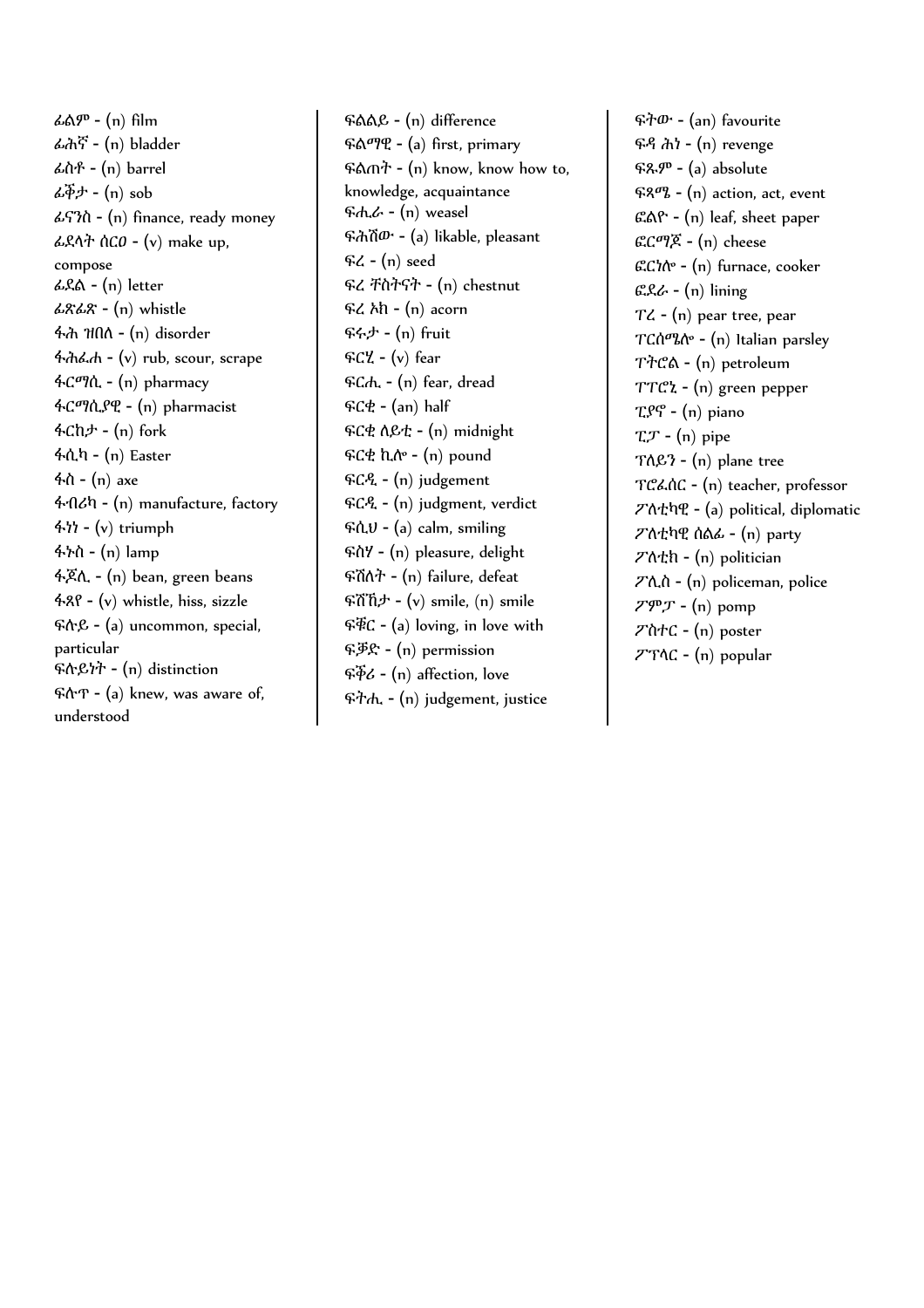ፊልም - (n) film
ፊሕኛ - (n) bladder
ፊስቶ - (n) barrel
ፊቕታ - (n) sob
ፊናንስ - (n) finance, ready money
ፊደላት ሰርዐ - (v) make up, compose
ፊደል - (n) letter
ፊጽፊጽ - (n) whistle
ፋሕ ዝበለ - (n) disorder
ፋሕፊሐ - (v) rub, scour, scrape
ፋርማሲ - (n) pharmacy
ፋርማሲያዊ - (n) pharmacist
ፋርኪታ - (n) fork
ፋሲካ - (n) Easter
ፋስ - (n) axe
ፋብሪካ - (n) manufacture, factory
ፋነነ - (v) triumph
ፋኑስ - (n) lamp
ፋጆሊ - (n) bean, green beans
ፋጸየ - (v) whistle, hiss, sizzle
ፍሉይ - (a) uncommon, special, particular
ፍሉይነት - (n) distinction
ፍሉጥ - (a) knew, was aware of, understood
ፍልልይ - (n) difference
ፍልማዊ - (a) first, primary
ፍልጠት - (n) know, know how to, knowledge, acquaintance
ፍሒራ - (n) weasel
ፍሕሽው - (a) likable, pleasant
ፍረ - (n) seed
ፍረ ቾስትናት - (n) chestnut
ፍረ ኦክ - (n) acorn
ፍሩታ - (n) fruit
ፍርሂ - (v) fear
ፍርሒ - (n) fear, dread
ፍርቂ - (an) half
ፍርቂ ለይቲ - (n) midnight
ፍርቂ ኪሎ - (n) pound
ፍርዲ - (n) judgement
ፍርዲ - (n) judgment, verdict
ፍሲህ - (a) calm, smiling
ፍስሃ - (n) pleasure, delight
ፍሽለት - (n) failure, defeat
ፍሽኽታ - (v) smile, (n) smile
ፍቑር - (a) loving, in love with
ፍቓድ - (n) permission
ፍቕሪ - (n) affection, love
ፍትሒ - (n) judgement, justice
ፍትው - (an) favourite
ፍዳ ሕነ - (n) revenge
ፍጹም - (a) absolute
ፍጻሜ - (n) action, act, event
ፎልዮ - (n) leaf, sheet paper
ፎርማጆ - (n) cheese
ፎርነሎ - (n) furnace, cooker
ፎደራ - (n) lining
ፐረ - (n) pear tree, pear
ፐርሰሜሎ - (n) Italian parsley
ፐትሮል - (n) petroleum
ፐፐሮኒ - (n) green pepper
ፒያኖ - (n) piano
ፒፓ - (n) pipe
ፐለይን - (n) plane tree
ፕሮፌሰር - (n) teacher, professor
ፖለቲካዊ - (a) political, diplomatic
ፖለቲካዊ ሰልፊ - (n) party
ፖለቲከ - (n) politician
ፖሊስ - (n) policeman, police
ፖምፓ - (n) pomp
ፖስተር - (n) poster
ፖፕላር - (n) popular